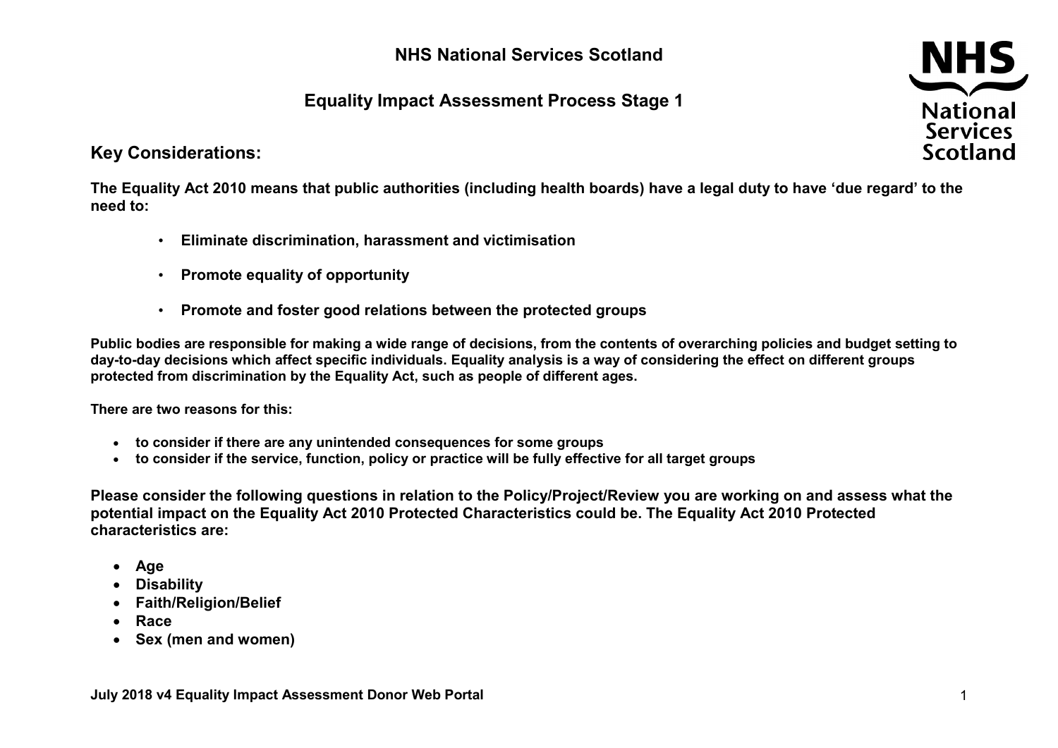# NHS National Services Scotland

## Equality Impact Assessment Process Stage 1

### Key Considerations:

**The Equality Act 2010 means that public authorities (including health boards) have a legal duty to have 'due regard' to the need to:**

- **Eliminate discrimination, harassment and victimisation**
- **Promote equality of opportunity**
- **Promote and foster good relations between the protected groups**

**Public bodies are responsible for making a wide range of decisions, from the contents of overarching policies and budget setting to day-to-day decisions which affect specific individuals. Equality analysis is a way of considering the effect on different groups protected from discrimination by the Equality Act, such as people of different ages.**

**There are two reasons for this:**

- **to consider if there are any unintended consequences for some groups**
- **to consider if the service, function, policy or practice will be fully effective for all target groups**

**Please consider the following questions in relation to the Policy/Project/Review you are working on and assess what the potential impact on the Equality Act 2010 Protected Characteristics could be. The Equality Act 2010 Protected characteristics are:**

- **Age**
- **Disability**
- **Faith/Religion/Belief**
- **Race**
- **Sex (men and women)**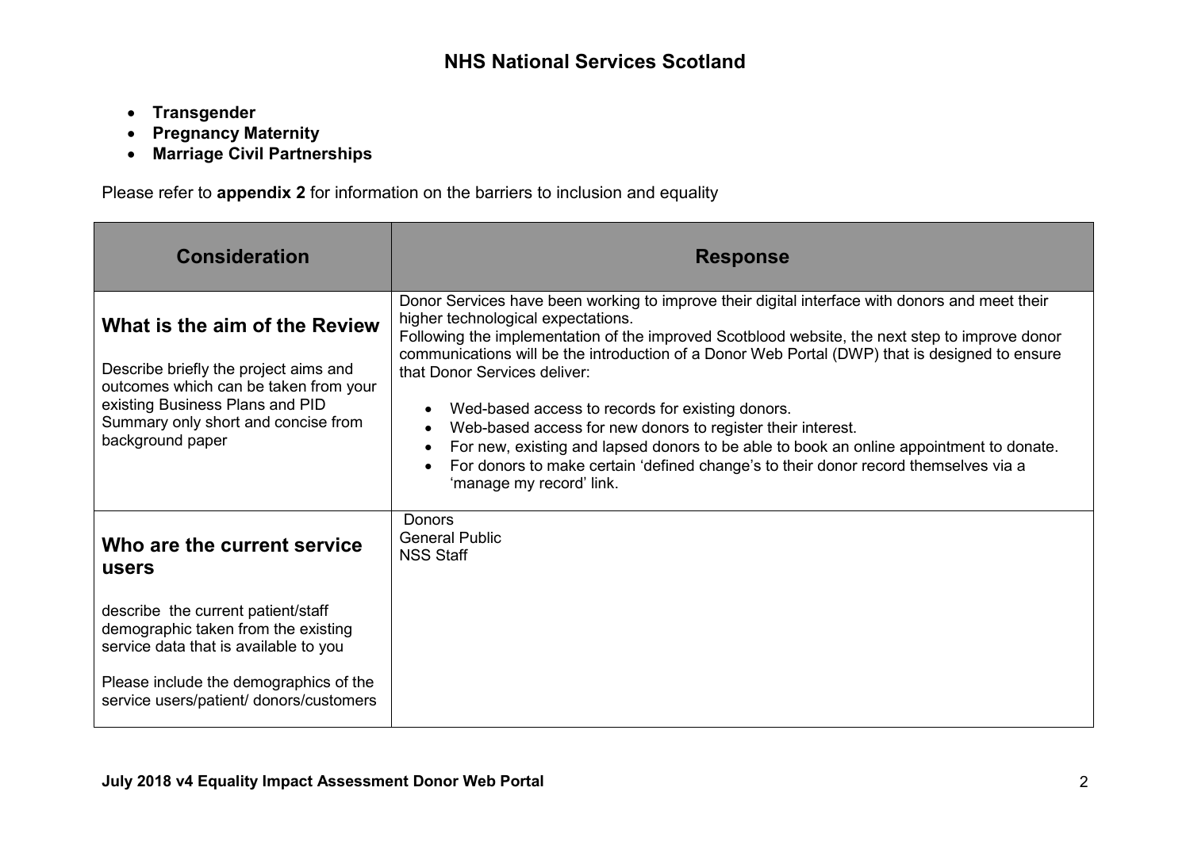- **Transgender**
- **Pregnancy Maternity**
- **Marriage Civil Partnerships**

Please refer to **appendix 2** for information on the barriers to inclusion and equality

| Consideration | Response |
| --- | --- |
| **What is the aim of the Review**<br><br>Describe briefly the project aims and outcomes which can be taken from your existing Business Plans and PID Summary only short and concise from background paper | Donor Services have been working to improve their digital interface with donors and meet their higher technological expectations.<br>Following the implementation of the improved Scotblood website, the next step to improve donor communications will be the introduction of a Donor Web Portal (DWP) that is designed to ensure that Donor Services deliver:<br><br>• Wed-based access to records for existing donors.<br>• Web-based access for new donors to register their interest.<br>• For new, existing and lapsed donors to be able to book an online appointment to donate.<br>• For donors to make certain 'defined change's to their donor record themselves via a 'manage my record' link. |
| **Who are the current service users**<br><br>describe the current patient/staff demographic taken from the existing service data that is available to you<br><br>Please include the demographics of the service users/patient/ donors/customers | Donors<br>General Public<br>NSS Staff |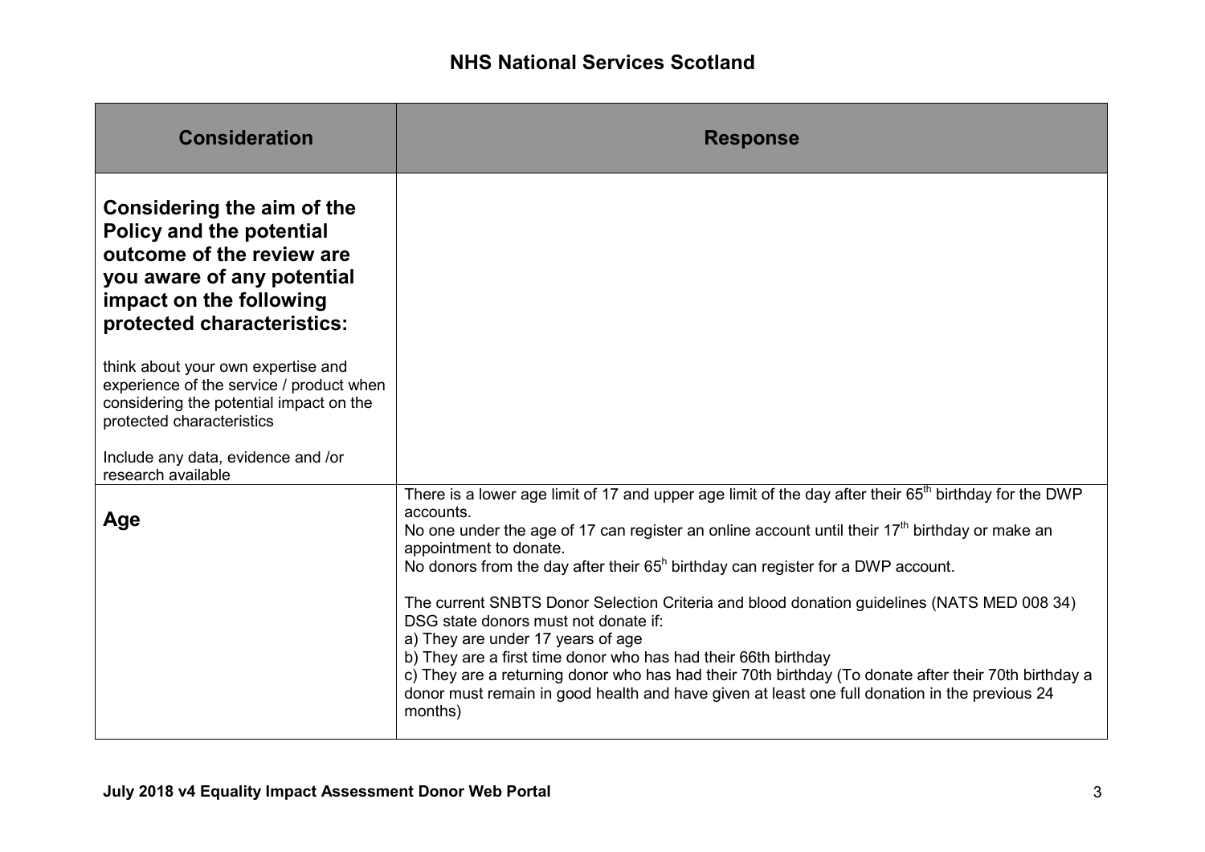## NHS National Services Scotland

| Consideration | Response |
|---|---|
| **Considering the aim of the Policy and the potential outcome of the review are you aware of any potential impact on the following protected characteristics:**<br><br>think about your own expertise and experience of the service / product when considering the potential impact on the protected characteristics<br><br>Include any data, evidence and /or research available | |
| **Age** | There is a lower age limit of 17 and upper age limit of the day after their 65th birthday for the DWP accounts.<br>No one under the age of 17 can register an online account until their 17th birthday or make an appointment to donate.<br>No donors from the day after their 65h birthday can register for a DWP account.<br><br>The current SNBTS Donor Selection Criteria and blood donation guidelines (NATS MED 008 34) DSG state donors must not donate if:<br>a) They are under 17 years of age<br>b) They are a first time donor who has had their 66th birthday<br>c) They are a returning donor who has had their 70th birthday (To donate after their 70th birthday a donor must remain in good health and have given at least one full donation in the previous 24 months) |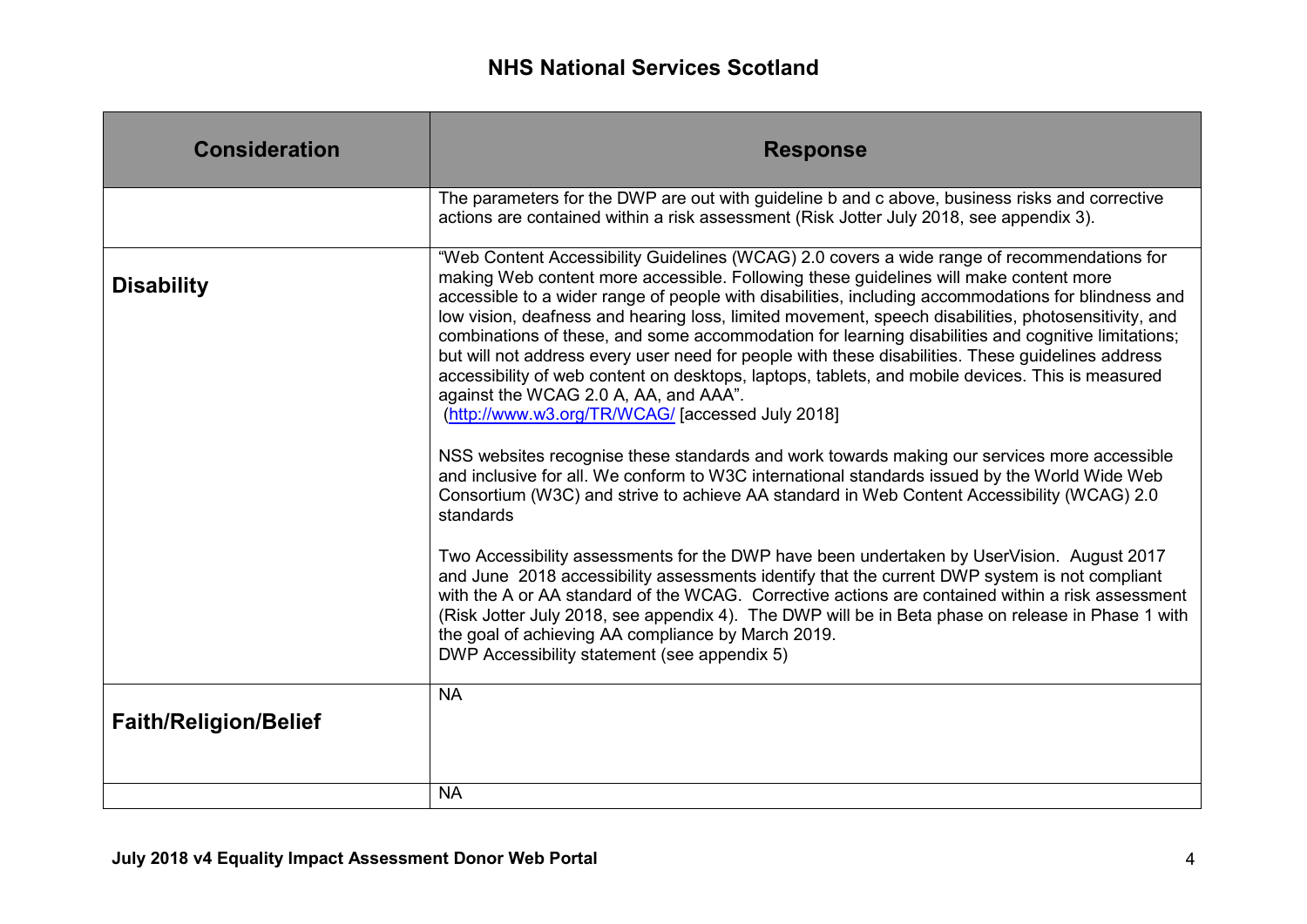| Consideration | Response |
| --- | --- |
| | The parameters for the DWP are out with guideline b and c above, business risks and corrective actions are contained within a risk assessment (Risk Jotter July 2018, see appendix 3). |
| **Disability** | "Web Content Accessibility Guidelines (WCAG) 2.0 covers a wide range of recommendations for making Web content more accessible. Following these guidelines will make content more accessible to a wider range of people with disabilities, including accommodations for blindness and low vision, deafness and hearing loss, limited movement, speech disabilities, photosensitivity, and combinations of these, and some accommodation for learning disabilities and cognitive limitations; but will not address every user need for people with these disabilities. These guidelines address accessibility of web content on desktops, laptops, tablets, and mobile devices. This is measured against the WCAG 2.0 A, AA, and AAA". (http://www.w3.org/TR/WCAG/ [accessed July 2018]<br><br>NSS websites recognise these standards and work towards making our services more accessible and inclusive for all. We conform to W3C international standards issued by the World Wide Web Consortium (W3C) and strive to achieve AA standard in Web Content Accessibility (WCAG) 2.0 standards<br><br>Two Accessibility assessments for the DWP have been undertaken by UserVision. August 2017 and June 2018 accessibility assessments identify that the current DWP system is not compliant with the A or AA standard of the WCAG. Corrective actions are contained within a risk assessment (Risk Jotter July 2018, see appendix 4). The DWP will be in Beta phase on release in Phase 1 with the goal of achieving AA compliance by March 2019.<br>DWP Accessibility statement (see appendix 5) |
| **Faith/Religion/Belief** | NA |
| | NA |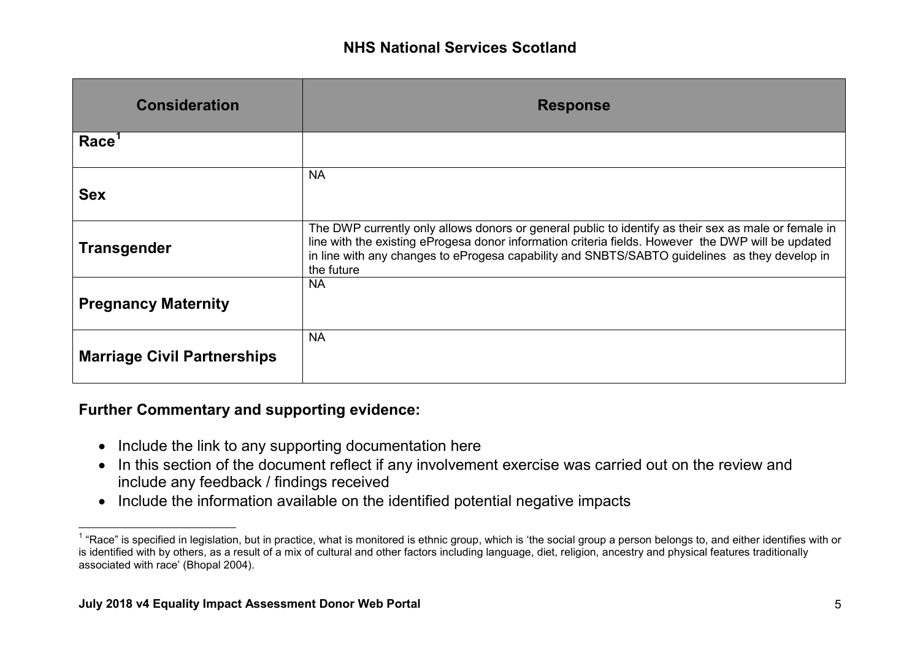| Consideration | Response |
| --- | --- |
| **Race**[1] | |
| **Sex** | NA |
| **Transgender** | The DWP currently only allows donors or general public to identify as their sex as male or female in line with the existing eProgesa donor information criteria fields. However the DWP will be updated in line with any changes to eProgesa capability and SNBTS/SABTO guidelines as they develop in the future |
| **Pregnancy Maternity** | NA |
| **Marriage Civil Partnerships** | NA |

**Further Commentary and supporting evidence:**

- Include the link to any supporting documentation here
- In this section of the document reflect if any involvement exercise was carried out on the review and include any feedback / findings received
- Include the information available on the identified potential negative impacts

[1] "Race" is specified in legislation, but in practice, what is monitored is ethnic group, which is 'the social group a person belongs to, and either identifies with or is identified with by others, as a result of a mix of cultural and other factors including language, diet, religion, ancestry and physical features traditionally associated with race' (Bhopal 2004).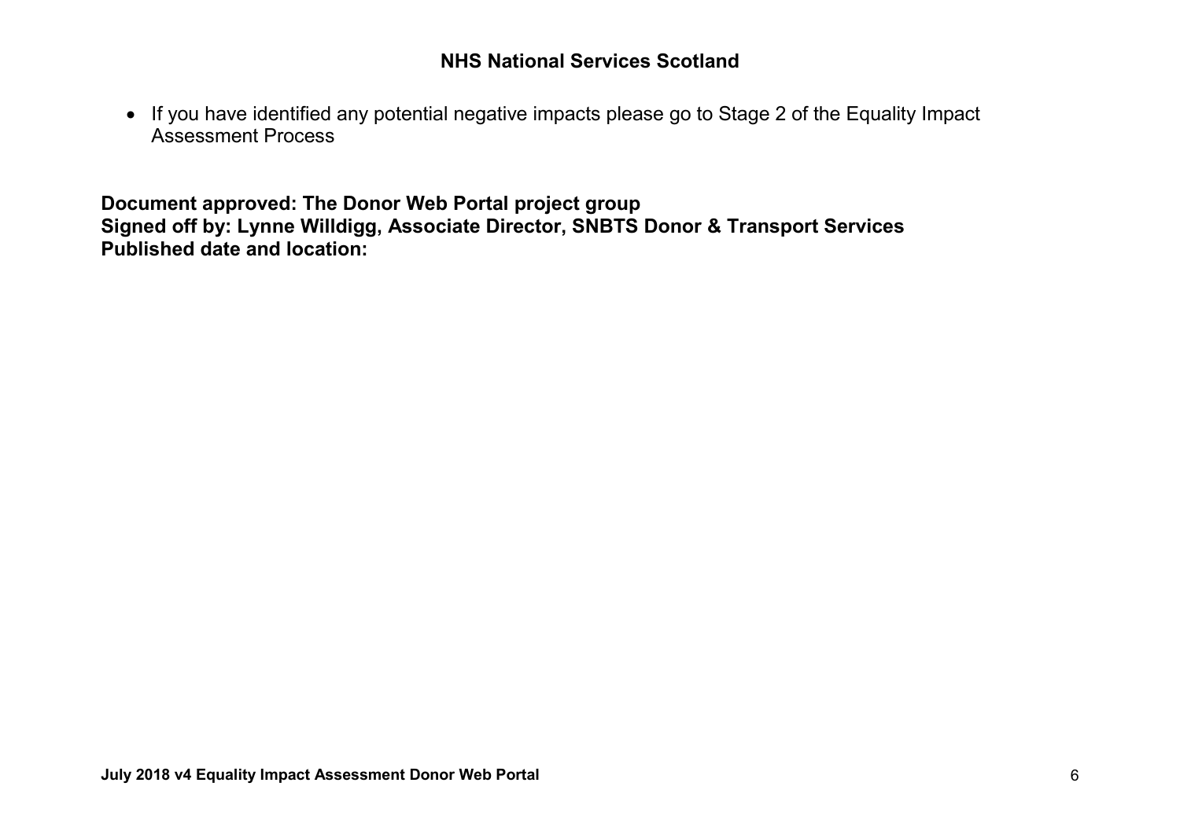- If you have identified any potential negative impacts please go to Stage 2 of the Equality Impact Assessment Process

**Document approved: The Donor Web Portal project group**
**Signed off by: Lynne Willdigg, Associate Director, SNBTS Donor & Transport Services**
**Published date and location:**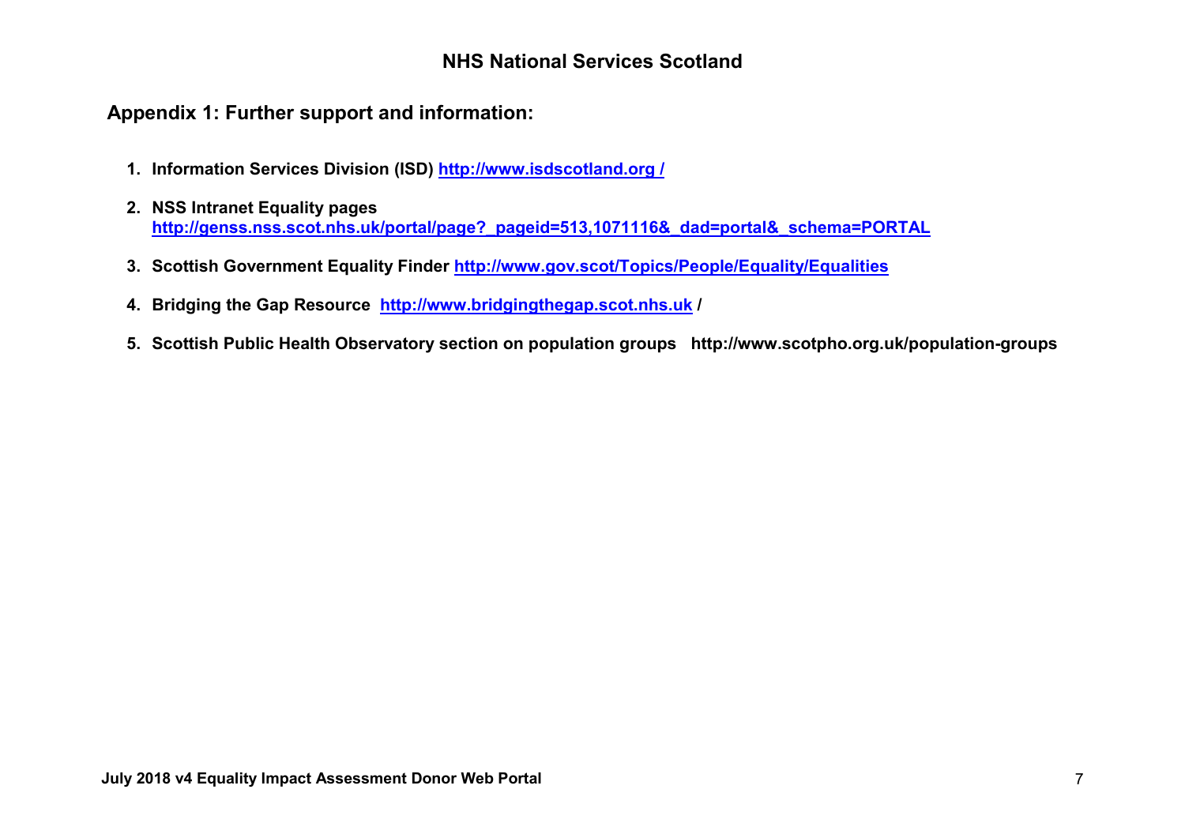## Appendix 1: Further support and information:

1. **Information Services Division (ISD) http://www.isdscotland.org /**
2. **NSS Intranet Equality pages http://genss.nss.scot.nhs.uk/portal/page?_pageid=513,1071116&_dad=portal&_schema=PORTAL**
3. **Scottish Government Equality Finder http://www.gov.scot/Topics/People/Equality/Equalities**
4. **Bridging the Gap Resource http://www.bridgingthegap.scot.nhs.uk /**
5. **Scottish Public Health Observatory section on population groups http://www.scotpho.org.uk/population-groups**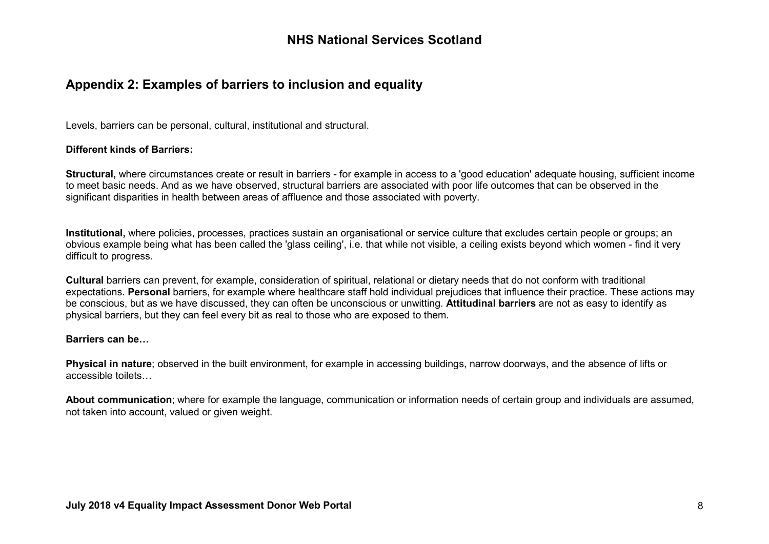## Appendix 2: Examples of barriers to inclusion and equality

Levels, barriers can be personal, cultural, institutional and structural.

**Different kinds of Barriers:**

**Structural,** where circumstances create or result in barriers - for example in access to a 'good education' adequate housing, sufficient income to meet basic needs. And as we have observed, structural barriers are associated with poor life outcomes that can be observed in the significant disparities in health between areas of affluence and those associated with poverty.

**Institutional,** where policies, processes, practices sustain an organisational or service culture that excludes certain people or groups; an obvious example being what has been called the 'glass ceiling', i.e. that while not visible, a ceiling exists beyond which women - find it very difficult to progress.

**Cultural** barriers can prevent, for example, consideration of spiritual, relational or dietary needs that do not conform with traditional expectations. **Personal** barriers, for example where healthcare staff hold individual prejudices that influence their practice. These actions may be conscious, but as we have discussed, they can often be unconscious or unwitting. **Attitudinal barriers** are not as easy to identify as physical barriers, but they can feel every bit as real to those who are exposed to them.

**Barriers can be…**

**Physical in nature**; observed in the built environment, for example in accessing buildings, narrow doorways, and the absence of lifts or accessible toilets…

**About communication**; where for example the language, communication or information needs of certain group and individuals are assumed, not taken into account, valued or given weight.